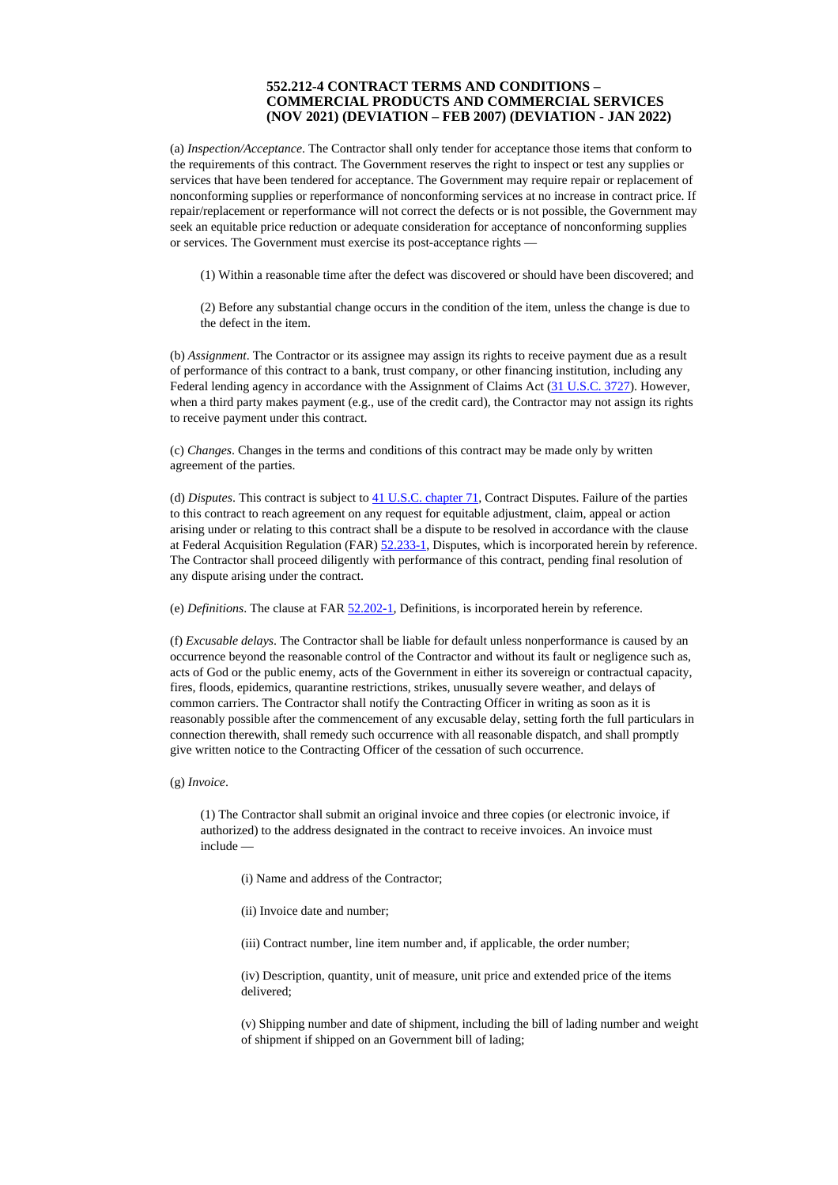# 552.212-4 CONTRACT TERMS AND CONDITIONS – COMMERCIAL PRODUCTS AND COMMERCIAL SERVICES (NOV 2021) (DEVIATION – FEB 2007) (DEVIATION - JAN 2022)

(a) *Inspection/Acceptance*. The Contractor shall only tender for acceptance those items that conform to the requirements of this contract. The Government reserves the right to inspect or test any supplies or services that have been tendered for acceptance. The Government may require repair or replacement of nonconforming supplies or reperformance of nonconforming services at no increase in contract price. If repair/replacement or reperformance will not correct the defects or is not possible, the Government may seek an equitable price reduction or adequate consideration for acceptance of nonconforming supplies or services. The Government must exercise its post-acceptance rights —

(1) Within a reasonable time after the defect was discovered or should have been discovered; and

(2) Before any substantial change occurs in the condition of the item, unless the change is due to the defect in the item.

(b) *Assignment*. The Contractor or its assignee may assign its rights to receive payment due as a result of performance of this contract to a bank, trust company, or other financing institution, including any Federal lending agency in accordance with the Assignment of Claims Act (31 U.S.C. 3727). However, when a third party makes payment (e.g., use of the credit card), the Contractor may not assign its rights to receive payment under this contract.

(c) *Changes*. Changes in the terms and conditions of this contract may be made only by written agreement of the parties.

(d) *Disputes*. This contract is subject to 41 U.S.C. chapter 71, Contract Disputes. Failure of the parties to this contract to reach agreement on any request for equitable adjustment, claim, appeal or action arising under or relating to this contract shall be a dispute to be resolved in accordance with the clause at Federal Acquisition Regulation (FAR) 52.233-1, Disputes, which is incorporated herein by reference. The Contractor shall proceed diligently with performance of this contract, pending final resolution of any dispute arising under the contract.

(e) *Definitions*. The clause at FAR 52.202-1, Definitions, is incorporated herein by reference.

(f) *Excusable delays*. The Contractor shall be liable for default unless nonperformance is caused by an occurrence beyond the reasonable control of the Contractor and without its fault or negligence such as, acts of God or the public enemy, acts of the Government in either its sovereign or contractual capacity, fires, floods, epidemics, quarantine restrictions, strikes, unusually severe weather, and delays of common carriers. The Contractor shall notify the Contracting Officer in writing as soon as it is reasonably possible after the commencement of any excusable delay, setting forth the full particulars in connection therewith, shall remedy such occurrence with all reasonable dispatch, and shall promptly give written notice to the Contracting Officer of the cessation of such occurrence.

(g) *Invoice*.

(1) The Contractor shall submit an original invoice and three copies (or electronic invoice, if authorized) to the address designated in the contract to receive invoices. An invoice must include —

(i) Name and address of the Contractor;

(ii) Invoice date and number;

(iii) Contract number, line item number and, if applicable, the order number;

(iv) Description, quantity, unit of measure, unit price and extended price of the items delivered;

(v) Shipping number and date of shipment, including the bill of lading number and weight of shipment if shipped on an Government bill of lading;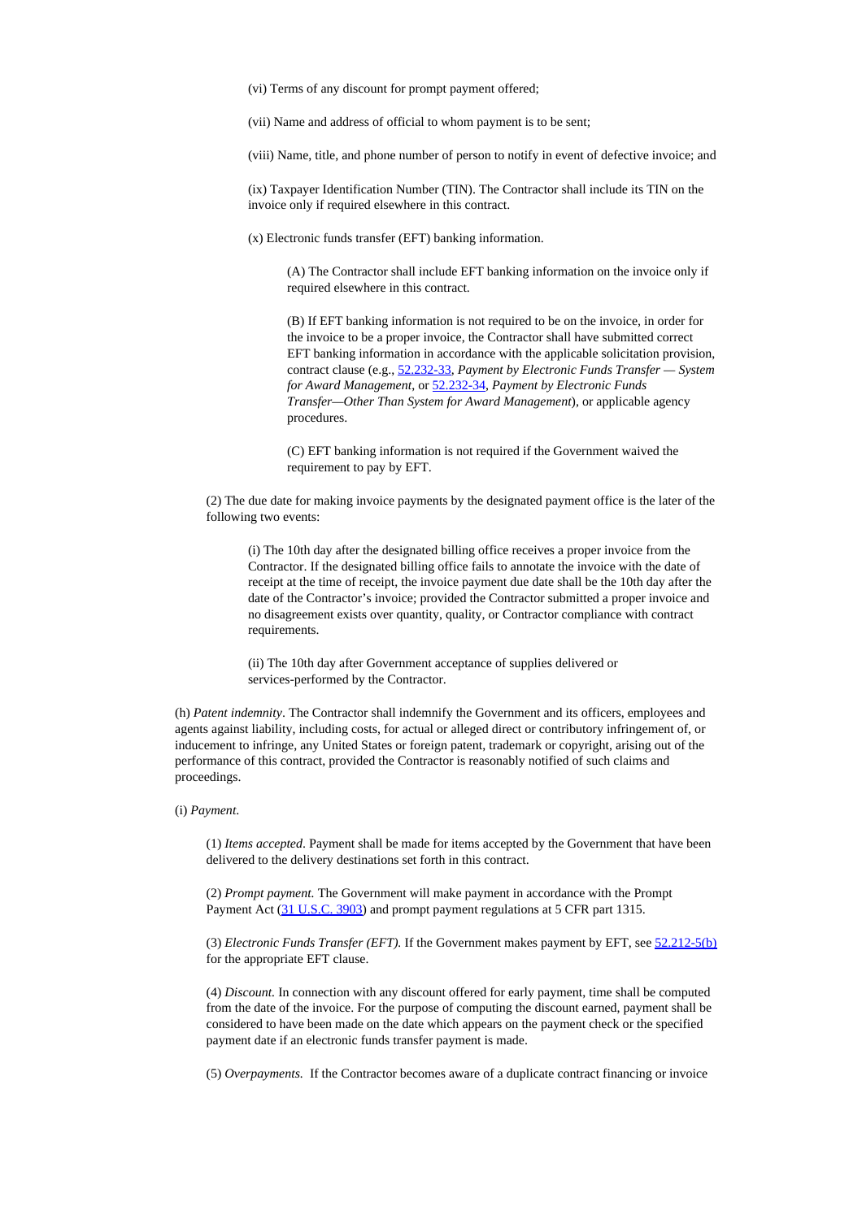(vi) Terms of any discount for prompt payment offered;

(vii) Name and address of official to whom payment is to be sent;

(viii) Name, title, and phone number of person to notify in event of defective invoice; and

(ix) Taxpayer Identification Number (TIN). The Contractor shall include its TIN on the invoice only if required elsewhere in this contract.

(x) Electronic funds transfer (EFT) banking information.

(A) The Contractor shall include EFT banking information on the invoice only if required elsewhere in this contract.

(B) If EFT banking information is not required to be on the invoice, in order for the invoice to be a proper invoice, the Contractor shall have submitted correct EFT banking information in accordance with the applicable solicitation provision, contract clause (e.g., 52.232-33, *Payment by Electronic Funds Transfer — System for Award Management*, or 52.232-34, *Payment by Electronic Funds Transfer—Other Than System for Award Management*), or applicable agency procedures.

(C) EFT banking information is not required if the Government waived the requirement to pay by EFT.

(2) The due date for making invoice payments by the designated payment office is the later of the following two events:

(i) The 10th day after the designated billing office receives a proper invoice from the Contractor. If the designated billing office fails to annotate the invoice with the date of receipt at the time of receipt, the invoice payment due date shall be the 10th day after the date of the Contractor's invoice; provided the Contractor submitted a proper invoice and no disagreement exists over quantity, quality, or Contractor compliance with contract requirements.

(ii) The 10th day after Government acceptance of supplies delivered or services-performed by the Contractor.

(h) *Patent indemnity*. The Contractor shall indemnify the Government and its officers, employees and agents against liability, including costs, for actual or alleged direct or contributory infringement of, or inducement to infringe, any United States or foreign patent, trademark or copyright, arising out of the performance of this contract, provided the Contractor is reasonably notified of such claims and proceedings.

(i) *Payment*.

(1) *Items accepted*. Payment shall be made for items accepted by the Government that have been delivered to the delivery destinations set forth in this contract.

(2) *Prompt payment.* The Government will make payment in accordance with the Prompt Payment Act (31 U.S.C. 3903) and prompt payment regulations at 5 CFR part 1315.

(3) *Electronic Funds Transfer (EFT).* If the Government makes payment by EFT, see 52.212-5(b) for the appropriate EFT clause.

(4) *Discount.* In connection with any discount offered for early payment, time shall be computed from the date of the invoice. For the purpose of computing the discount earned, payment shall be considered to have been made on the date which appears on the payment check or the specified payment date if an electronic funds transfer payment is made.

(5) *Overpayments.* If the Contractor becomes aware of a duplicate contract financing or invoice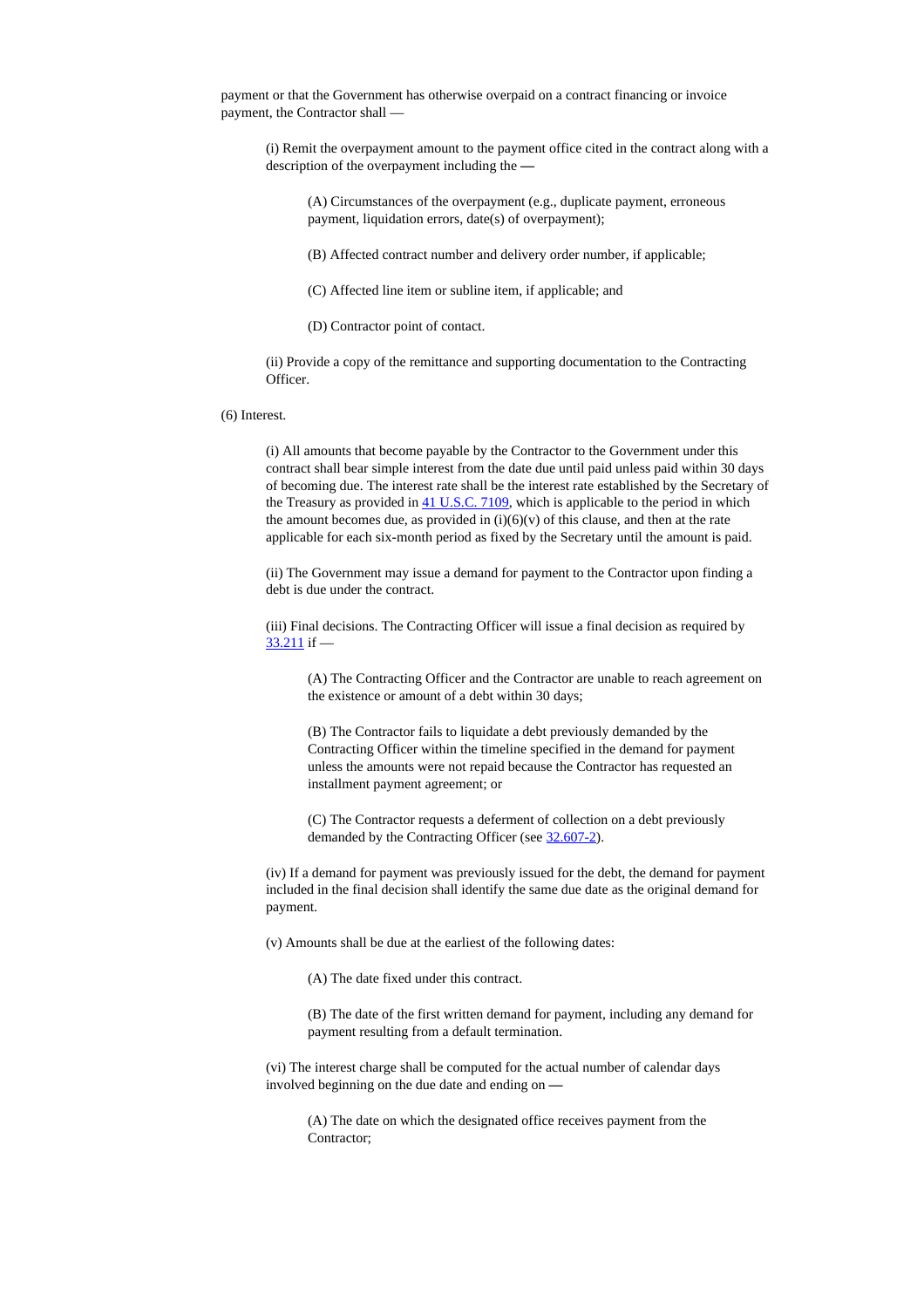payment or that the Government has otherwise overpaid on a contract financing or invoice payment, the Contractor shall —

(i) Remit the overpayment amount to the payment office cited in the contract along with a description of the overpayment including the —

(A) Circumstances of the overpayment (e.g., duplicate payment, erroneous payment, liquidation errors, date(s) of overpayment);

(B) Affected contract number and delivery order number, if applicable;

(C) Affected line item or subline item, if applicable; and

(D) Contractor point of contact.

(ii) Provide a copy of the remittance and supporting documentation to the Contracting Officer.

(6) Interest.

(i) All amounts that become payable by the Contractor to the Government under this contract shall bear simple interest from the date due until paid unless paid within 30 days of becoming due. The interest rate shall be the interest rate established by the Secretary of the Treasury as provided in [41 U.S.C. 7109](), which is applicable to the period in which the amount becomes due, as provided in (i)(6)(v) of this clause, and then at the rate applicable for each six-month period as fixed by the Secretary until the amount is paid.

(ii) The Government may issue a demand for payment to the Contractor upon finding a debt is due under the contract.

(iii) Final decisions. The Contracting Officer will issue a final decision as required by [33.211]() if —

(A) The Contracting Officer and the Contractor are unable to reach agreement on the existence or amount of a debt within 30 days;

(B) The Contractor fails to liquidate a debt previously demanded by the Contracting Officer within the timeline specified in the demand for payment unless the amounts were not repaid because the Contractor has requested an installment payment agreement; or

(C) The Contractor requests a deferment of collection on a debt previously demanded by the Contracting Officer (see [32.607-2]()).

(iv) If a demand for payment was previously issued for the debt, the demand for payment included in the final decision shall identify the same due date as the original demand for payment.

(v) Amounts shall be due at the earliest of the following dates:

(A) The date fixed under this contract.

(B) The date of the first written demand for payment, including any demand for payment resulting from a default termination.

(vi) The interest charge shall be computed for the actual number of calendar days involved beginning on the due date and ending on —

(A) The date on which the designated office receives payment from the Contractor;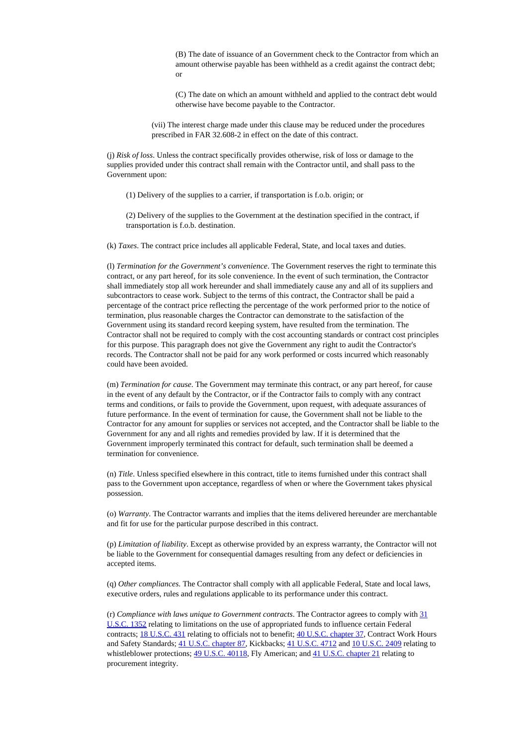(B) The date of issuance of an Government check to the Contractor from which an amount otherwise payable has been withheld as a credit against the contract debt; or

(C) The date on which an amount withheld and applied to the contract debt would otherwise have become payable to the Contractor.

(vii) The interest charge made under this clause may be reduced under the procedures prescribed in FAR 32.608-2 in effect on the date of this contract.

(j) *Risk of loss*. Unless the contract specifically provides otherwise, risk of loss or damage to the supplies provided under this contract shall remain with the Contractor until, and shall pass to the Government upon:

(1) Delivery of the supplies to a carrier, if transportation is f.o.b. origin; or

(2) Delivery of the supplies to the Government at the destination specified in the contract, if transportation is f.o.b. destination.

(k) *Taxes*. The contract price includes all applicable Federal, State, and local taxes and duties.

(l) *Termination for the Government's convenience*. The Government reserves the right to terminate this contract, or any part hereof, for its sole convenience. In the event of such termination, the Contractor shall immediately stop all work hereunder and shall immediately cause any and all of its suppliers and subcontractors to cease work. Subject to the terms of this contract, the Contractor shall be paid a percentage of the contract price reflecting the percentage of the work performed prior to the notice of termination, plus reasonable charges the Contractor can demonstrate to the satisfaction of the Government using its standard record keeping system, have resulted from the termination. The Contractor shall not be required to comply with the cost accounting standards or contract cost principles for this purpose. This paragraph does not give the Government any right to audit the Contractor's records. The Contractor shall not be paid for any work performed or costs incurred which reasonably could have been avoided.

(m) *Termination for cause*. The Government may terminate this contract, or any part hereof, for cause in the event of any default by the Contractor, or if the Contractor fails to comply with any contract terms and conditions, or fails to provide the Government, upon request, with adequate assurances of future performance. In the event of termination for cause, the Government shall not be liable to the Contractor for any amount for supplies or services not accepted, and the Contractor shall be liable to the Government for any and all rights and remedies provided by law. If it is determined that the Government improperly terminated this contract for default, such termination shall be deemed a termination for convenience.

(n) *Title*. Unless specified elsewhere in this contract, title to items furnished under this contract shall pass to the Government upon acceptance, regardless of when or where the Government takes physical possession.

(o) *Warranty*. The Contractor warrants and implies that the items delivered hereunder are merchantable and fit for use for the particular purpose described in this contract.

(p) *Limitation of liability*. Except as otherwise provided by an express warranty, the Contractor will not be liable to the Government for consequential damages resulting from any defect or deficiencies in accepted items.

(q) *Other compliances*. The Contractor shall comply with all applicable Federal, State and local laws, executive orders, rules and regulations applicable to its performance under this contract.

(r) *Compliance with laws unique to Government contracts*. The Contractor agrees to comply with 31 U.S.C. 1352 relating to limitations on the use of appropriated funds to influence certain Federal contracts; 18 U.S.C. 431 relating to officials not to benefit; 40 U.S.C. chapter 37, Contract Work Hours and Safety Standards; 41 U.S.C. chapter 87, Kickbacks; 41 U.S.C. 4712 and 10 U.S.C. 2409 relating to whistleblower protections; 49 U.S.C. 40118, Fly American; and 41 U.S.C. chapter 21 relating to procurement integrity.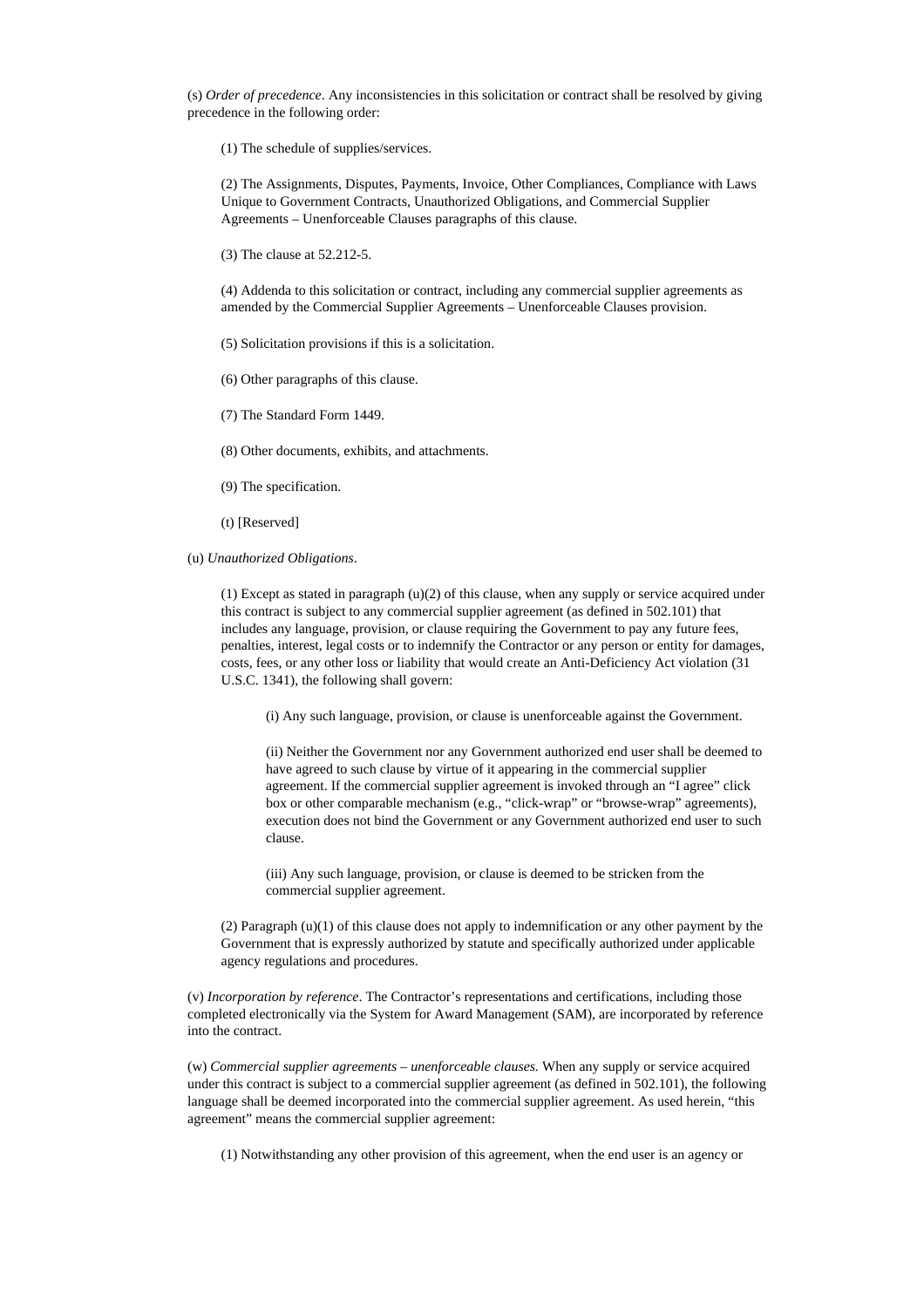(s) *Order of precedence*. Any inconsistencies in this solicitation or contract shall be resolved by giving precedence in the following order:

(1) The schedule of supplies/services.

(2) The Assignments, Disputes, Payments, Invoice, Other Compliances, Compliance with Laws Unique to Government Contracts, Unauthorized Obligations, and Commercial Supplier Agreements – Unenforceable Clauses paragraphs of this clause.

(3) The clause at 52.212-5.

(4) Addenda to this solicitation or contract, including any commercial supplier agreements as amended by the Commercial Supplier Agreements – Unenforceable Clauses provision.

(5) Solicitation provisions if this is a solicitation.

(6) Other paragraphs of this clause.

(7) The Standard Form 1449.

(8) Other documents, exhibits, and attachments.

(9) The specification.

(t) [Reserved]

(u) *Unauthorized Obligations*.

(1) Except as stated in paragraph (u)(2) of this clause, when any supply or service acquired under this contract is subject to any commercial supplier agreement (as defined in 502.101) that includes any language, provision, or clause requiring the Government to pay any future fees, penalties, interest, legal costs or to indemnify the Contractor or any person or entity for damages, costs, fees, or any other loss or liability that would create an Anti-Deficiency Act violation (31 U.S.C. 1341), the following shall govern:

(i) Any such language, provision, or clause is unenforceable against the Government.

(ii) Neither the Government nor any Government authorized end user shall be deemed to have agreed to such clause by virtue of it appearing in the commercial supplier agreement. If the commercial supplier agreement is invoked through an "I agree" click box or other comparable mechanism (e.g., "click-wrap" or "browse-wrap" agreements), execution does not bind the Government or any Government authorized end user to such clause.

(iii) Any such language, provision, or clause is deemed to be stricken from the commercial supplier agreement.

(2) Paragraph (u)(1) of this clause does not apply to indemnification or any other payment by the Government that is expressly authorized by statute and specifically authorized under applicable agency regulations and procedures.

(v) *Incorporation by reference*. The Contractor's representations and certifications, including those completed electronically via the System for Award Management (SAM), are incorporated by reference into the contract.

(w) *Commercial supplier agreements – unenforceable clauses.* When any supply or service acquired under this contract is subject to a commercial supplier agreement (as defined in 502.101), the following language shall be deemed incorporated into the commercial supplier agreement. As used herein, "this agreement" means the commercial supplier agreement:

(1) Notwithstanding any other provision of this agreement, when the end user is an agency or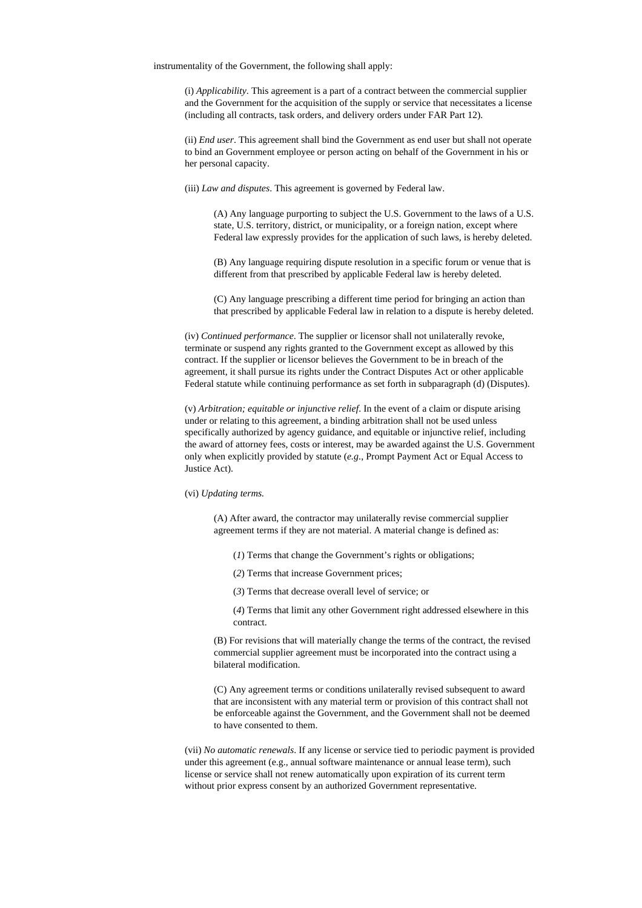instrumentality of the Government, the following shall apply:

(i) *Applicability*. This agreement is a part of a contract between the commercial supplier and the Government for the acquisition of the supply or service that necessitates a license (including all contracts, task orders, and delivery orders under FAR Part 12).

(ii) *End user*. This agreement shall bind the Government as end user but shall not operate to bind an Government employee or person acting on behalf of the Government in his or her personal capacity.

(iii) *Law and disputes*. This agreement is governed by Federal law.

(A) Any language purporting to subject the U.S. Government to the laws of a U.S. state, U.S. territory, district, or municipality, or a foreign nation, except where Federal law expressly provides for the application of such laws, is hereby deleted.

(B) Any language requiring dispute resolution in a specific forum or venue that is different from that prescribed by applicable Federal law is hereby deleted.

(C) Any language prescribing a different time period for bringing an action than that prescribed by applicable Federal law in relation to a dispute is hereby deleted.

(iv) *Continued performance*. The supplier or licensor shall not unilaterally revoke, terminate or suspend any rights granted to the Government except as allowed by this contract. If the supplier or licensor believes the Government to be in breach of the agreement, it shall pursue its rights under the Contract Disputes Act or other applicable Federal statute while continuing performance as set forth in subparagraph (d) (Disputes).

(v) *Arbitration; equitable or injunctive relief*. In the event of a claim or dispute arising under or relating to this agreement, a binding arbitration shall not be used unless specifically authorized by agency guidance, and equitable or injunctive relief, including the award of attorney fees, costs or interest, may be awarded against the U.S. Government only when explicitly provided by statute (*e.g.*, Prompt Payment Act or Equal Access to Justice Act).

(vi) *Updating terms.*

(A) After award, the contractor may unilaterally revise commercial supplier agreement terms if they are not material. A material change is defined as:

(*1*) Terms that change the Government's rights or obligations;

(*2*) Terms that increase Government prices;

(*3*) Terms that decrease overall level of service; or

(*4*) Terms that limit any other Government right addressed elsewhere in this contract.

(B) For revisions that will materially change the terms of the contract, the revised commercial supplier agreement must be incorporated into the contract using a bilateral modification.

(C) Any agreement terms or conditions unilaterally revised subsequent to award that are inconsistent with any material term or provision of this contract shall not be enforceable against the Government, and the Government shall not be deemed to have consented to them.

(vii) *No automatic renewals*. If any license or service tied to periodic payment is provided under this agreement (e.g., annual software maintenance or annual lease term), such license or service shall not renew automatically upon expiration of its current term without prior express consent by an authorized Government representative.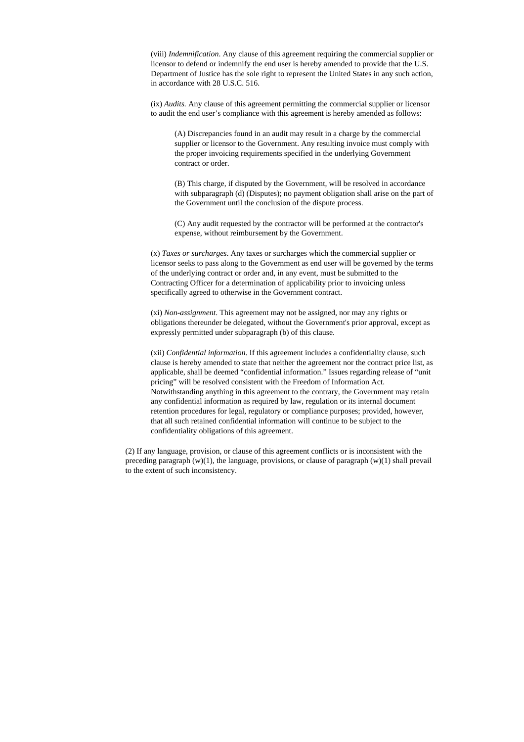(viii) *Indemnification*. Any clause of this agreement requiring the commercial supplier or licensor to defend or indemnify the end user is hereby amended to provide that the U.S. Department of Justice has the sole right to represent the United States in any such action, in accordance with 28 U.S.C. 516.

(ix) *Audits.* Any clause of this agreement permitting the commercial supplier or licensor to audit the end user's compliance with this agreement is hereby amended as follows:

(A) Discrepancies found in an audit may result in a charge by the commercial supplier or licensor to the Government. Any resulting invoice must comply with the proper invoicing requirements specified in the underlying Government contract or order.

(B) This charge, if disputed by the Government, will be resolved in accordance with subparagraph (d) (Disputes); no payment obligation shall arise on the part of the Government until the conclusion of the dispute process.

(C) Any audit requested by the contractor will be performed at the contractor's expense, without reimbursement by the Government.

(x) *Taxes or surcharges*. Any taxes or surcharges which the commercial supplier or licensor seeks to pass along to the Government as end user will be governed by the terms of the underlying contract or order and, in any event, must be submitted to the Contracting Officer for a determination of applicability prior to invoicing unless specifically agreed to otherwise in the Government contract.

(xi) *Non-assignment*. This agreement may not be assigned, nor may any rights or obligations thereunder be delegated, without the Government's prior approval, except as expressly permitted under subparagraph (b) of this clause.

(xii) *Confidential information*. If this agreement includes a confidentiality clause, such clause is hereby amended to state that neither the agreement nor the contract price list, as applicable, shall be deemed "confidential information." Issues regarding release of "unit pricing" will be resolved consistent with the Freedom of Information Act. Notwithstanding anything in this agreement to the contrary, the Government may retain any confidential information as required by law, regulation or its internal document retention procedures for legal, regulatory or compliance purposes; provided, however, that all such retained confidential information will continue to be subject to the confidentiality obligations of this agreement.

(2) If any language, provision, or clause of this agreement conflicts or is inconsistent with the preceding paragraph (w)(1), the language, provisions, or clause of paragraph (w)(1) shall prevail to the extent of such inconsistency.